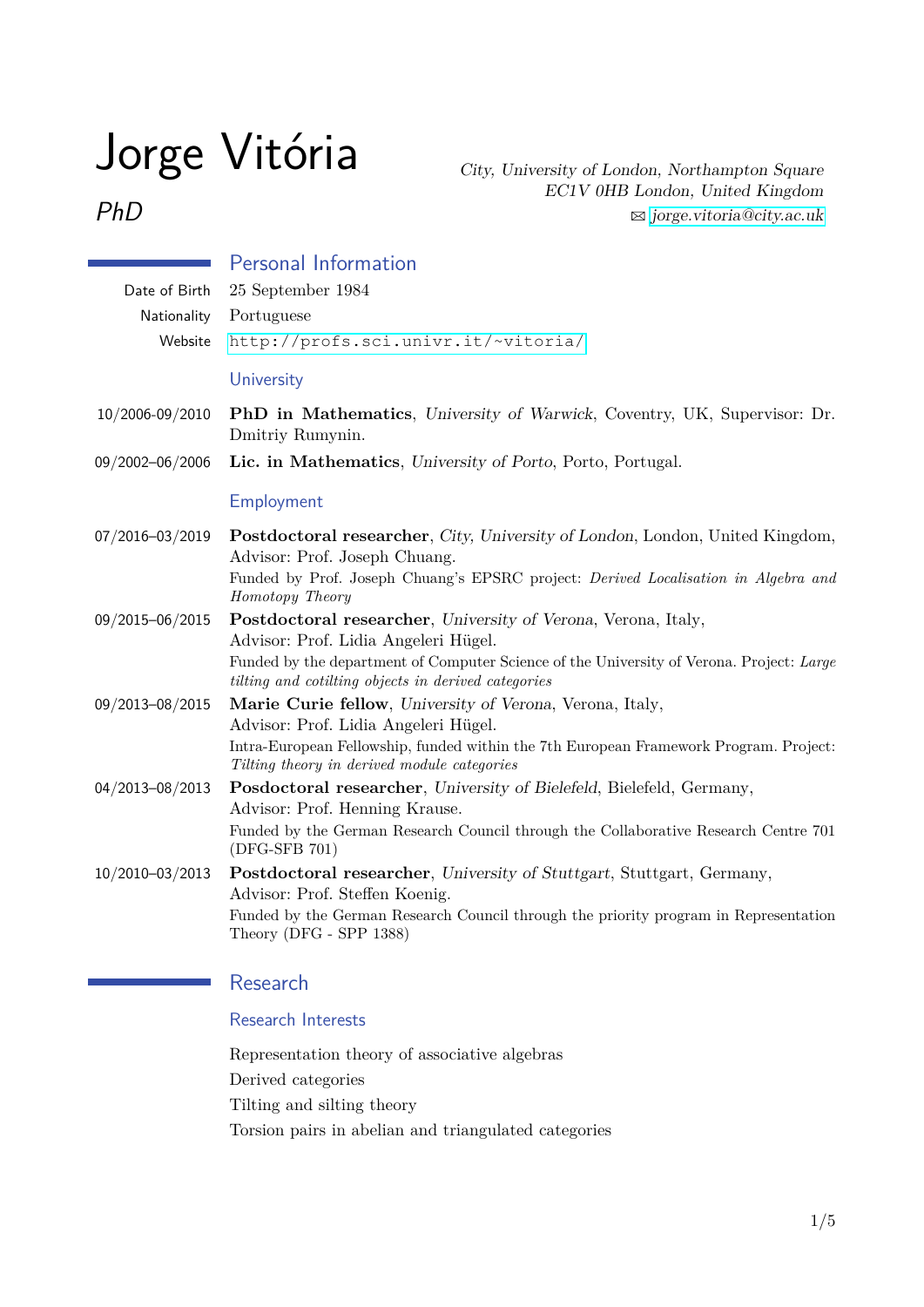# Jorge Vitória

*PhD*

*City, University of London, Northampton Square*
*EC1V 0HB London, United Kingdom*
✉ *jorge.vitoria@city.ac.uk*

## Personal Information

Date of Birth 25 September 1984

Nationality Portuguese

Website http://profs.sci.univr.it/~vitoria/

### University

10/2006-09/2010 **PhD in Mathematics**, *University of Warwick*, Coventry, UK, Supervisor: Dr. Dmitriy Rumynin.

09/2002–06/2006 **Lic. in Mathematics**, *University of Porto*, Porto, Portugal.

### Employment

07/2016–03/2019 **Postdoctoral researcher**, *City, University of London*, London, United Kingdom, Advisor: Prof. Joseph Chuang.
Funded by Prof. Joseph Chuang's EPSRC project: *Derived Localisation in Algebra and Homotopy Theory*

09/2015–06/2015 **Postdoctoral researcher**, *University of Verona*, Verona, Italy,
Advisor: Prof. Lidia Angeleri Hügel.
Funded by the department of Computer Science of the University of Verona. Project: *Large tilting and cotilting objects in derived categories*

09/2013–08/2015 **Marie Curie fellow**, *University of Verona*, Verona, Italy,
Advisor: Prof. Lidia Angeleri Hügel.
Intra-European Fellowship, funded within the 7th European Framework Program. Project: *Tilting theory in derived module categories*

04/2013–08/2013 **Posdoctoral researcher**, *University of Bielefeld*, Bielefeld, Germany,
Advisor: Prof. Henning Krause.
Funded by the German Research Council through the Collaborative Research Centre 701 (DFG-SFB 701)

10/2010–03/2013 **Postdoctoral researcher**, *University of Stuttgart*, Stuttgart, Germany,
Advisor: Prof. Steffen Koenig.
Funded by the German Research Council through the priority program in Representation Theory (DFG - SPP 1388)

## Research

### Research Interests

Representation theory of associative algebras

Derived categories

Tilting and silting theory

Torsion pairs in abelian and triangulated categories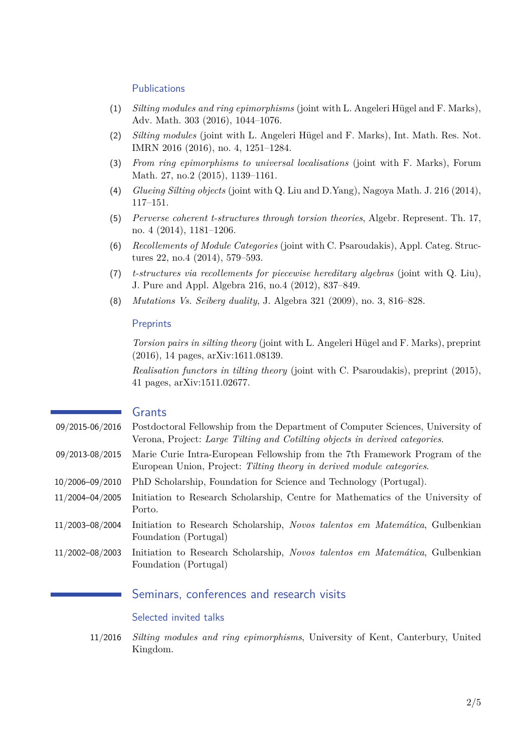### Publications

(1) *Silting modules and ring epimorphisms* (joint with L. Angeleri Hügel and F. Marks), Adv. Math. 303 (2016), 1044–1076.

(2) *Silting modules* (joint with L. Angeleri Hügel and F. Marks), Int. Math. Res. Not. IMRN 2016 (2016), no. 4, 1251–1284.

(3) *From ring epimorphisms to universal localisations* (joint with F. Marks), Forum Math. 27, no.2 (2015), 1139–1161.

(4) *Glueing Silting objects* (joint with Q. Liu and D.Yang), Nagoya Math. J. 216 (2014), 117–151.

(5) *Perverse coherent t-structures through torsion theories*, Algebr. Represent. Th. 17, no. 4 (2014), 1181–1206.

(6) *Recollements of Module Categories* (joint with C. Psaroudakis), Appl. Categ. Structures 22, no.4 (2014), 579–593.

(7) *t-structures via recollements for piecewise hereditary algebras* (joint with Q. Liu), J. Pure and Appl. Algebra 216, no.4 (2012), 837–849.

(8) *Mutations Vs. Seiberg duality*, J. Algebra 321 (2009), no. 3, 816–828.

### Preprints

*Torsion pairs in silting theory* (joint with L. Angeleri Hügel and F. Marks), preprint (2016), 14 pages, arXiv:1611.08139.

*Realisation functors in tilting theory* (joint with C. Psaroudakis), preprint (2015), 41 pages, arXiv:1511.02677.

## Grants

- **09/2015-06/2016** Postdoctoral Fellowship from the Department of Computer Sciences, University of Verona, Project: *Large Tilting and Cotilting objects in derived categories*.
- **09/2013-08/2015** Marie Curie Intra-European Fellowship from the 7th Framework Program of the European Union, Project: *Tilting theory in derived module categories*.
- **10/2006–09/2010** PhD Scholarship, Foundation for Science and Technology (Portugal).
- **11/2004–04/2005** Initiation to Research Scholarship, Centre for Mathematics of the University of Porto.
- **11/2003–08/2004** Initiation to Research Scholarship, *Novos talentos em Matemática*, Gulbenkian Foundation (Portugal)
- **11/2002–08/2003** Initiation to Research Scholarship, *Novos talentos em Matemática*, Gulbenkian Foundation (Portugal)

## Seminars, conferences and research visits

### Selected invited talks

- **11/2016** *Silting modules and ring epimorphisms*, University of Kent, Canterbury, United Kingdom.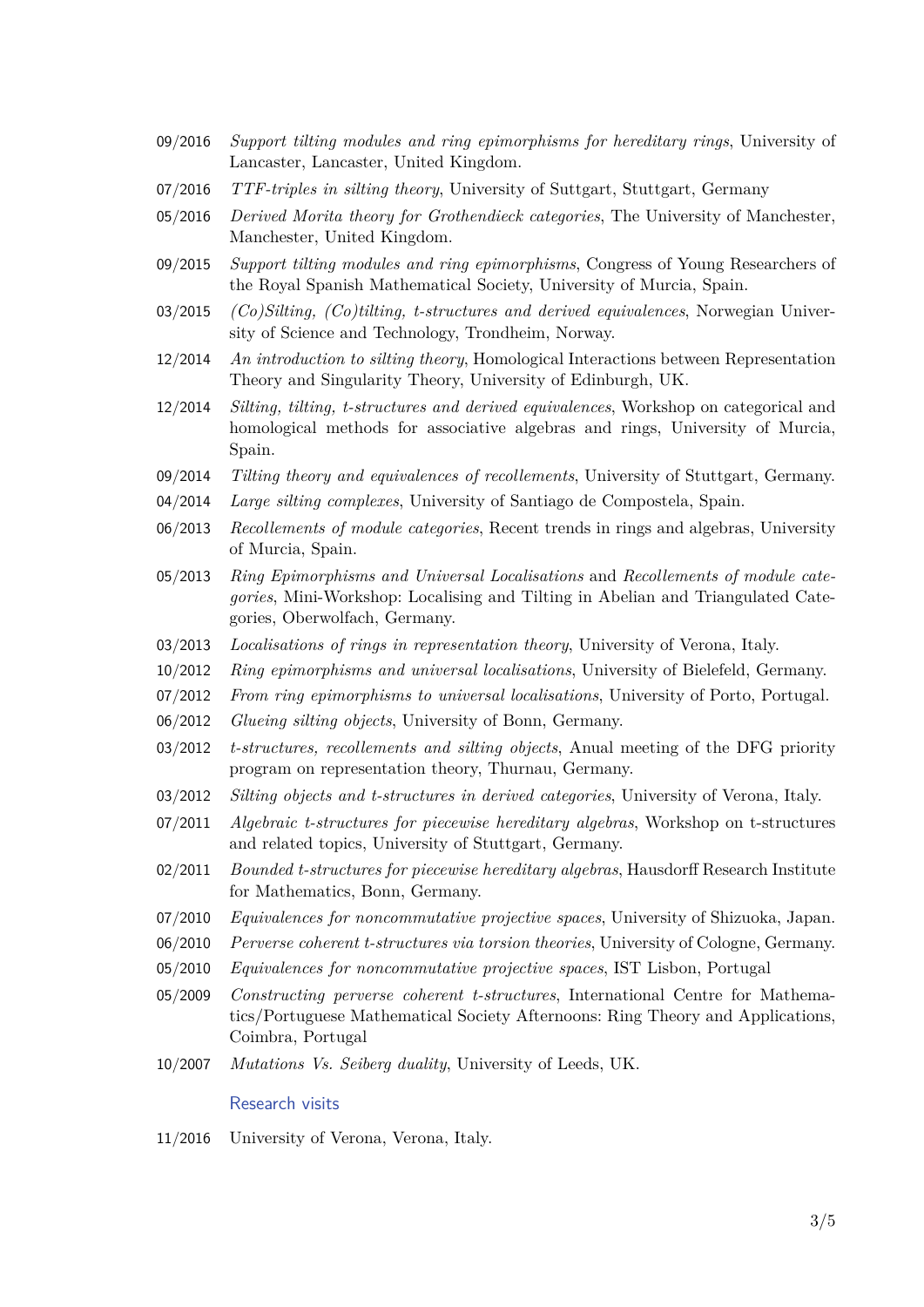09/2016 *Support tilting modules and ring epimorphisms for hereditary rings*, University of Lancaster, Lancaster, United Kingdom.

07/2016 *TTF-triples in silting theory*, University of Suttgart, Stuttgart, Germany

05/2016 *Derived Morita theory for Grothendieck categories*, The University of Manchester, Manchester, United Kingdom.

09/2015 *Support tilting modules and ring epimorphisms*, Congress of Young Researchers of the Royal Spanish Mathematical Society, University of Murcia, Spain.

03/2015 *(Co)Silting, (Co)tilting, t-structures and derived equivalences*, Norwegian University of Science and Technology, Trondheim, Norway.

12/2014 *An introduction to silting theory*, Homological Interactions between Representation Theory and Singularity Theory, University of Edinburgh, UK.

12/2014 *Silting, tilting, t-structures and derived equivalences*, Workshop on categorical and homological methods for associative algebras and rings, University of Murcia, Spain.

09/2014 *Tilting theory and equivalences of recollements*, University of Stuttgart, Germany.

04/2014 *Large silting complexes*, University of Santiago de Compostela, Spain.

06/2013 *Recollements of module categories*, Recent trends in rings and algebras, University of Murcia, Spain.

05/2013 *Ring Epimorphisms and Universal Localisations* and *Recollements of module categories*, Mini-Workshop: Localising and Tilting in Abelian and Triangulated Categories, Oberwolfach, Germany.

03/2013 *Localisations of rings in representation theory*, University of Verona, Italy.

10/2012 *Ring epimorphisms and universal localisations*, University of Bielefeld, Germany.

07/2012 *From ring epimorphisms to universal localisations*, University of Porto, Portugal.

06/2012 *Glueing silting objects*, University of Bonn, Germany.

03/2012 *t-structures, recollements and silting objects*, Anual meeting of the DFG priority program on representation theory, Thurnau, Germany.

03/2012 *Silting objects and t-structures in derived categories*, University of Verona, Italy.

07/2011 *Algebraic t-structures for piecewise hereditary algebras*, Workshop on t-structures and related topics, University of Stuttgart, Germany.

02/2011 *Bounded t-structures for piecewise hereditary algebras*, Hausdorff Research Institute for Mathematics, Bonn, Germany.

07/2010 *Equivalences for noncommutative projective spaces*, University of Shizuoka, Japan.

06/2010 *Perverse coherent t-structures via torsion theories*, University of Cologne, Germany.

05/2010 *Equivalences for noncommutative projective spaces*, IST Lisbon, Portugal

05/2009 *Constructing perverse coherent t-structures*, International Centre for Mathematics/Portuguese Mathematical Society Afternoons: Ring Theory and Applications, Coimbra, Portugal

10/2007 *Mutations Vs. Seiberg duality*, University of Leeds, UK.

## Research visits

11/2016 University of Verona, Verona, Italy.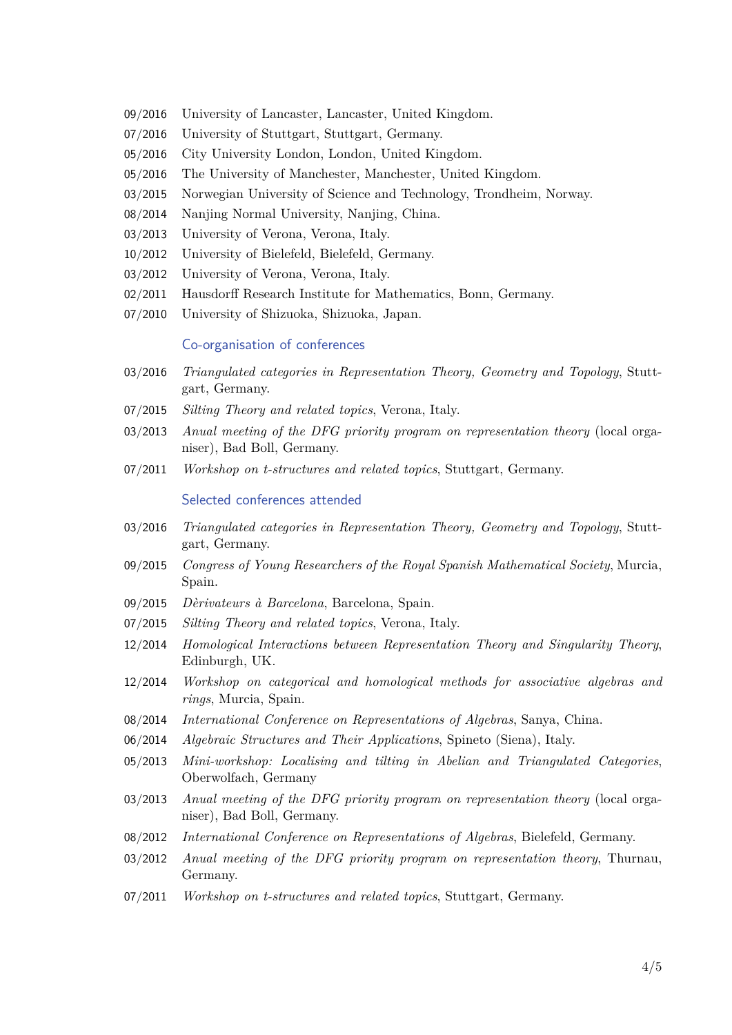- 09/2016 University of Lancaster, Lancaster, United Kingdom.
- 07/2016 University of Stuttgart, Stuttgart, Germany.
- 05/2016 City University London, London, United Kingdom.
- 05/2016 The University of Manchester, Manchester, United Kingdom.
- 03/2015 Norwegian University of Science and Technology, Trondheim, Norway.
- 08/2014 Nanjing Normal University, Nanjing, China.
- 03/2013 University of Verona, Verona, Italy.
- 10/2012 University of Bielefeld, Bielefeld, Germany.
- 03/2012 University of Verona, Verona, Italy.
- 02/2011 Hausdorff Research Institute for Mathematics, Bonn, Germany.
- 07/2010 University of Shizuoka, Shizuoka, Japan.

### Co-organisation of conferences

- 03/2016 *Triangulated categories in Representation Theory, Geometry and Topology*, Stuttgart, Germany.
- 07/2015 *Silting Theory and related topics*, Verona, Italy.
- 03/2013 *Anual meeting of the DFG priority program on representation theory* (local organiser), Bad Boll, Germany.
- 07/2011 *Workshop on t-structures and related topics*, Stuttgart, Germany.

### Selected conferences attended

- 03/2016 *Triangulated categories in Representation Theory, Geometry and Topology*, Stuttgart, Germany.
- 09/2015 *Congress of Young Researchers of the Royal Spanish Mathematical Society*, Murcia, Spain.
- 09/2015 *Dèrivateurs à Barcelona*, Barcelona, Spain.
- 07/2015 *Silting Theory and related topics*, Verona, Italy.
- 12/2014 *Homological Interactions between Representation Theory and Singularity Theory*, Edinburgh, UK.
- 12/2014 *Workshop on categorical and homological methods for associative algebras and rings*, Murcia, Spain.
- 08/2014 *International Conference on Representations of Algebras*, Sanya, China.
- 06/2014 *Algebraic Structures and Their Applications*, Spineto (Siena), Italy.
- 05/2013 *Mini-workshop: Localising and tilting in Abelian and Triangulated Categories*, Oberwolfach, Germany
- 03/2013 *Anual meeting of the DFG priority program on representation theory* (local organiser), Bad Boll, Germany.
- 08/2012 *International Conference on Representations of Algebras*, Bielefeld, Germany.
- 03/2012 *Anual meeting of the DFG priority program on representation theory*, Thurnau, Germany.
- 07/2011 *Workshop on t-structures and related topics*, Stuttgart, Germany.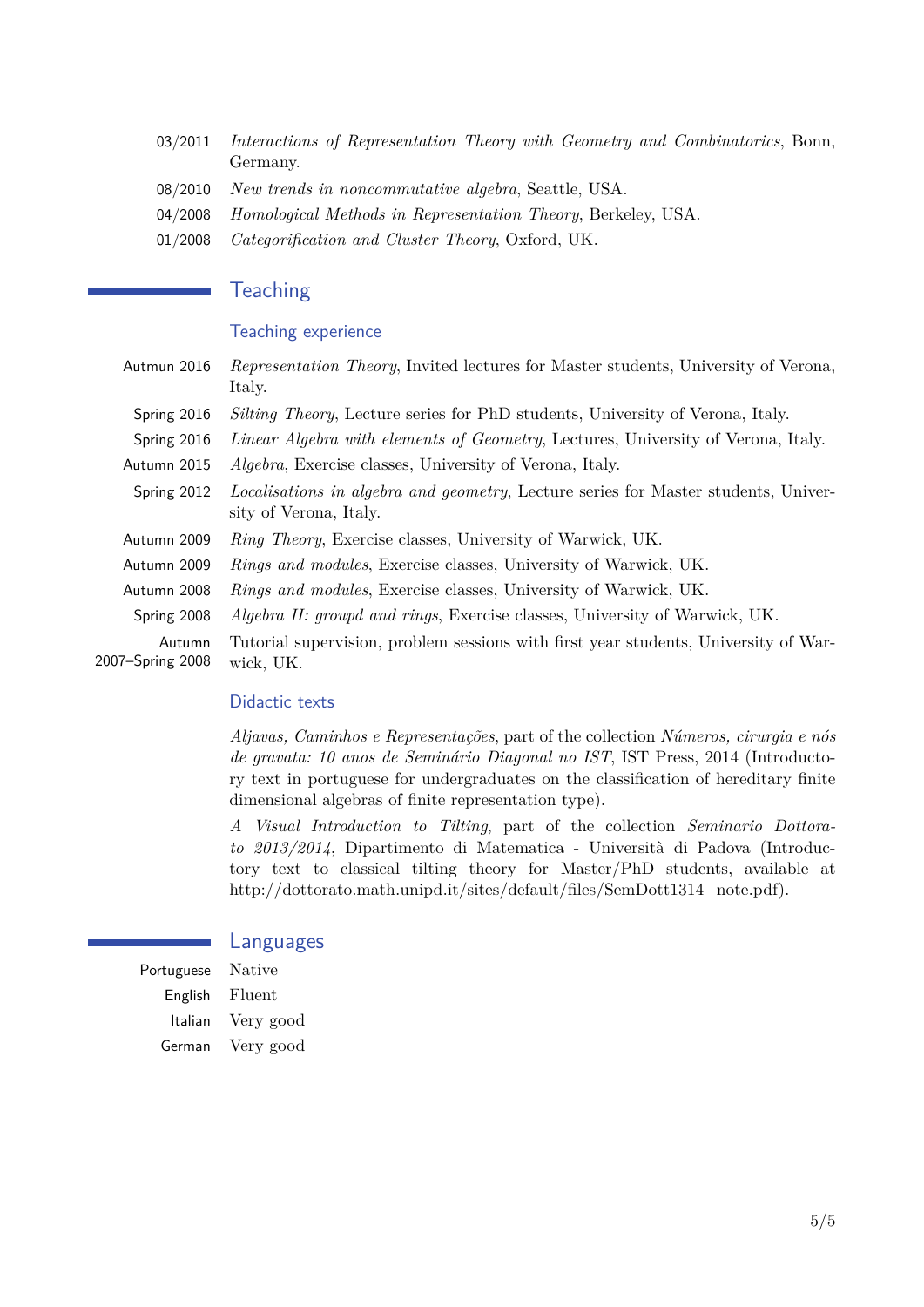03/2011 *Interactions of Representation Theory with Geometry and Combinatorics*, Bonn, Germany.

08/2010 *New trends in noncommutative algebra*, Seattle, USA.

04/2008 *Homological Methods in Representation Theory*, Berkeley, USA.

01/2008 *Categorification and Cluster Theory*, Oxford, UK.

## Teaching

### Teaching experience

Autmun 2016 *Representation Theory*, Invited lectures for Master students, University of Verona, Italy.

Spring 2016 *Silting Theory*, Lecture series for PhD students, University of Verona, Italy.

Spring 2016 *Linear Algebra with elements of Geometry*, Lectures, University of Verona, Italy.

Autumn 2015 *Algebra*, Exercise classes, University of Verona, Italy.

Spring 2012 *Localisations in algebra and geometry*, Lecture series for Master students, University of Verona, Italy.

Autumn 2009 *Ring Theory*, Exercise classes, University of Warwick, UK.

Autumn 2009 *Rings and modules*, Exercise classes, University of Warwick, UK.

Autumn 2008 *Rings and modules*, Exercise classes, University of Warwick, UK.

Spring 2008 *Algebra II: groupd and rings*, Exercise classes, University of Warwick, UK.

Autumn 2007–Spring 2008 Tutorial supervision, problem sessions with first year students, University of Warwick, UK.

### Didactic texts

*Aljavas, Caminhos e Representações*, part of the collection *Números, cirurgia e nós de gravata: 10 anos de Seminário Diagonal no IST*, IST Press, 2014 (Introductory text in portuguese for undergraduates on the classification of hereditary finite dimensional algebras of finite representation type).

*A Visual Introduction to Tilting*, part of the collection *Seminario Dottorato 2013/2014*, Dipartimento di Matematica - Università di Padova (Introductory text to classical tilting theory for Master/PhD students, available at http://dottorato.math.unipd.it/sites/default/files/SemDott1314_note.pdf).

## Languages

Portuguese Native

English Fluent

Italian Very good

German Very good